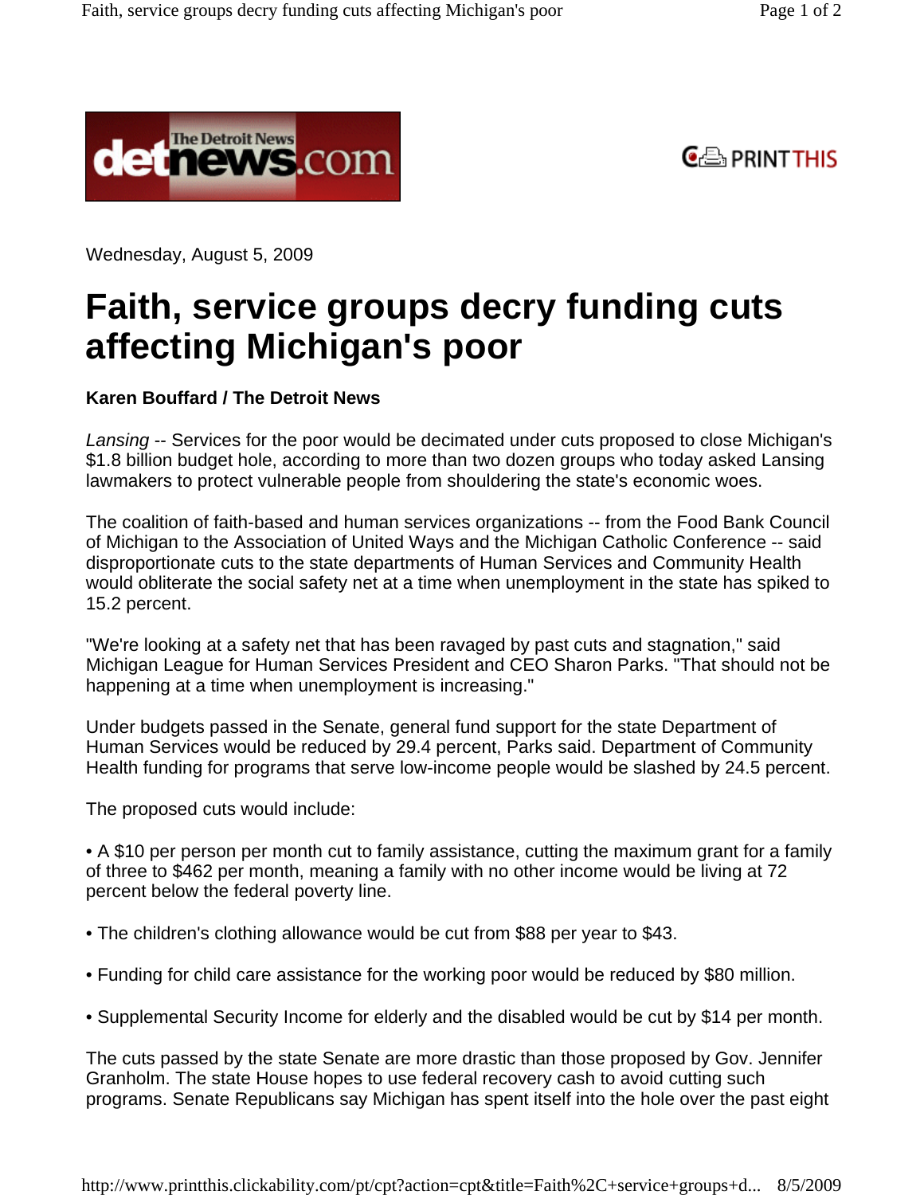Wednesday, August 5, 2009

# Faith, service groups decry funding cuts affecting Michigan's poor

**Karen Bouffard / The Detroit News**

*Lansing* -- Services for the poor would be decimated under cuts proposed to close Michigan's $1.8 billion budget hole, according to more than two dozen groups who today asked Lansing lawmakers to protect vulnerable people from shouldering the state's economic woes.

The coalition of faith-based and human services organizations -- from the Food Bank Council of Michigan to the Association of United Ways and the Michigan Catholic Conference -- said disproportionate cuts to the state departments of Human Services and Community Health would obliterate the social safety net at a time when unemployment in the state has spiked to 15.2 percent.

"We're looking at a safety net that has been ravaged by past cuts and stagnation," said Michigan League for Human Services President and CEO Sharon Parks. "That should not be happening at a time when unemployment is increasing."

Under budgets passed in the Senate, general fund support for the state Department of Human Services would be reduced by 29.4 percent, Parks said. Department of Community Health funding for programs that serve low-income people would be slashed by 24.5 percent.

The proposed cuts would include:

- A $10 per person per month cut to family assistance, cutting the maximum grant for a family of three to $462 per month, meaning a family with no other income would be living at 72 percent below the federal poverty line.
- The children's clothing allowance would be cut from $88 per year to $43.
- Funding for child care assistance for the working poor would be reduced by $80 million.
- Supplemental Security Income for elderly and the disabled would be cut by $14 per month.

The cuts passed by the state Senate are more drastic than those proposed by Gov. Jennifer Granholm. The state House hopes to use federal recovery cash to avoid cutting such programs. Senate Republicans say Michigan has spent itself into the hole over the past eight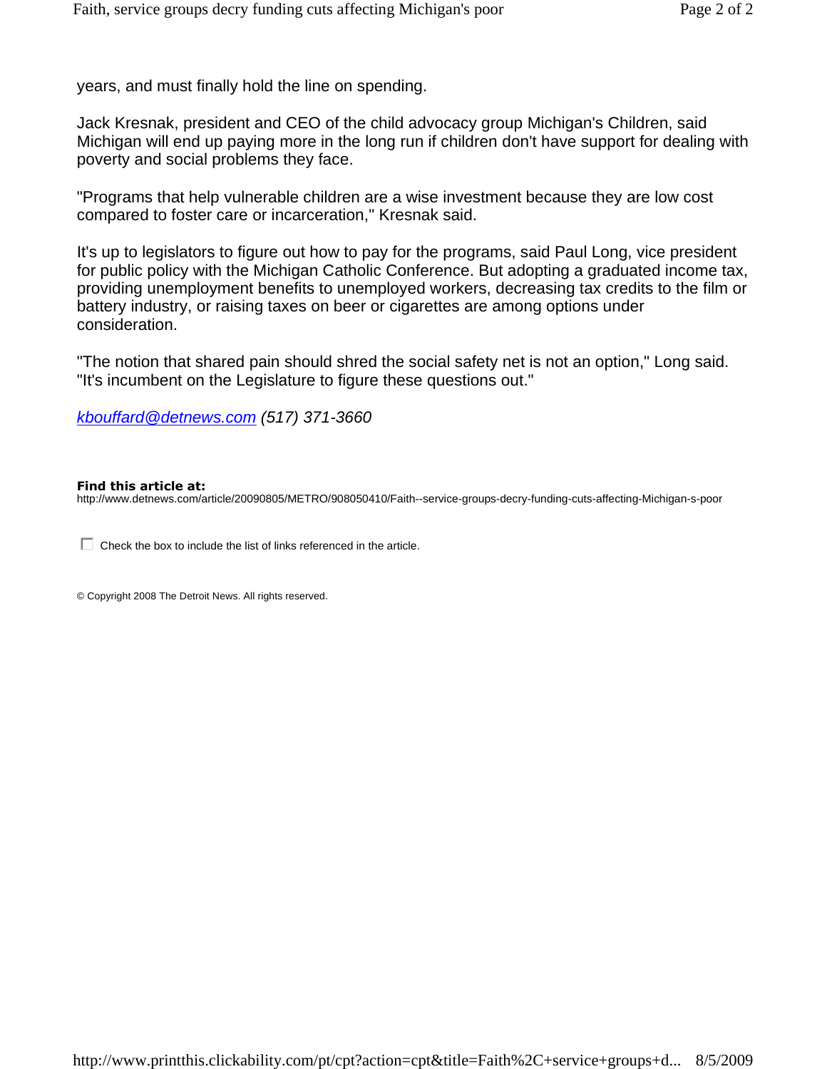years, and must finally hold the line on spending.

Jack Kresnak, president and CEO of the child advocacy group Michigan's Children, said Michigan will end up paying more in the long run if children don't have support for dealing with poverty and social problems they face.

"Programs that help vulnerable children are a wise investment because they are low cost compared to foster care or incarceration," Kresnak said.

It's up to legislators to figure out how to pay for the programs, said Paul Long, vice president for public policy with the Michigan Catholic Conference. But adopting a graduated income tax, providing unemployment benefits to unemployed workers, decreasing tax credits to the film or battery industry, or raising taxes on beer or cigarettes are among options under consideration.

"The notion that shared pain should shred the social safety net is not an option," Long said. "It's incumbent on the Legislature to figure these questions out."

*kbouffard@detnews.com (517) 371-3660*

**Find this article at:**
http://www.detnews.com/article/20090805/METRO/908050410/Faith--service-groups-decry-funding-cuts-affecting-Michigan-s-poor

☐ Check the box to include the list of links referenced in the article.

© Copyright 2008 The Detroit News. All rights reserved.